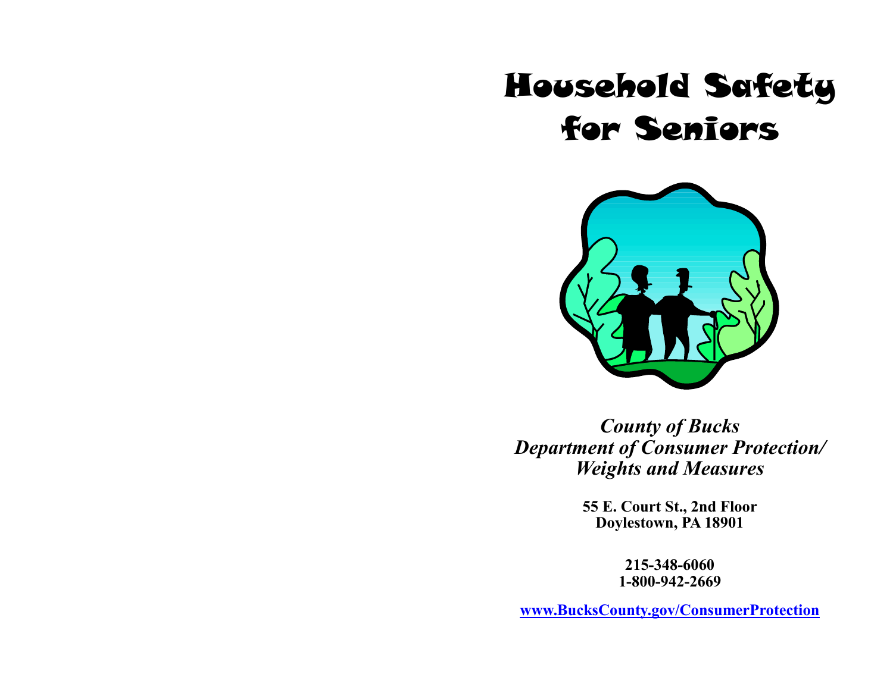# Household Safety for Seniors

*County of Bucks*
*Department of Consumer Protection/*
*Weights and Measures*

**55 E. Court St., 2nd Floor**
**Doylestown, PA 18901**

**215-348-6060**
**1-800-942-2669**

**www.BucksCounty.gov/ConsumerProtection**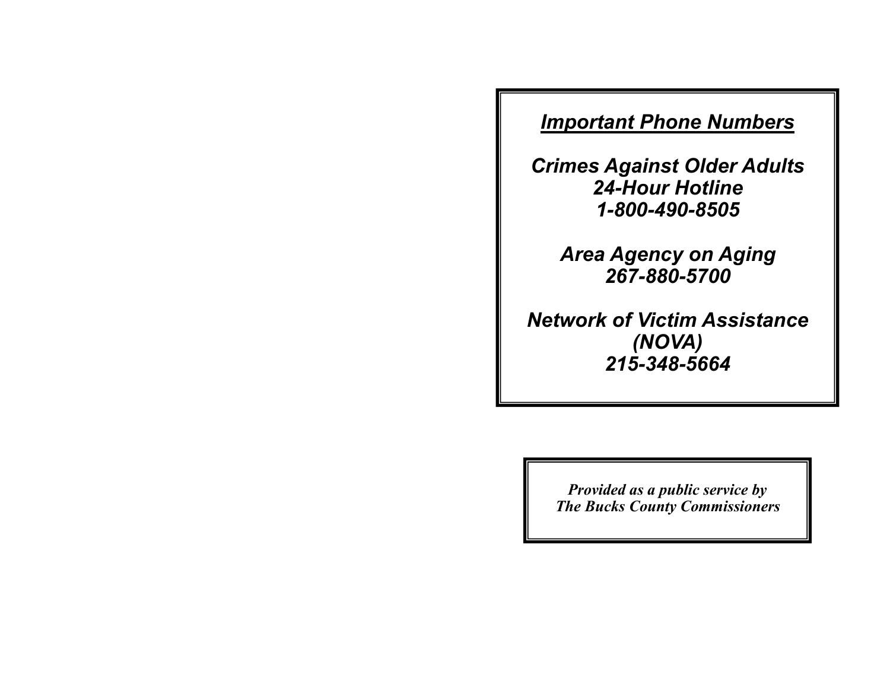## ***Important Phone Numbers***

***Crimes Against Older Adults***
***24-Hour Hotline***
***1-800-490-8505***

***Area Agency on Aging***
***267-880-5700***

***Network of Victim Assistance***
***(NOVA)***
***215-348-5664***

***Provided as a public service by***
***The Bucks County Commissioners***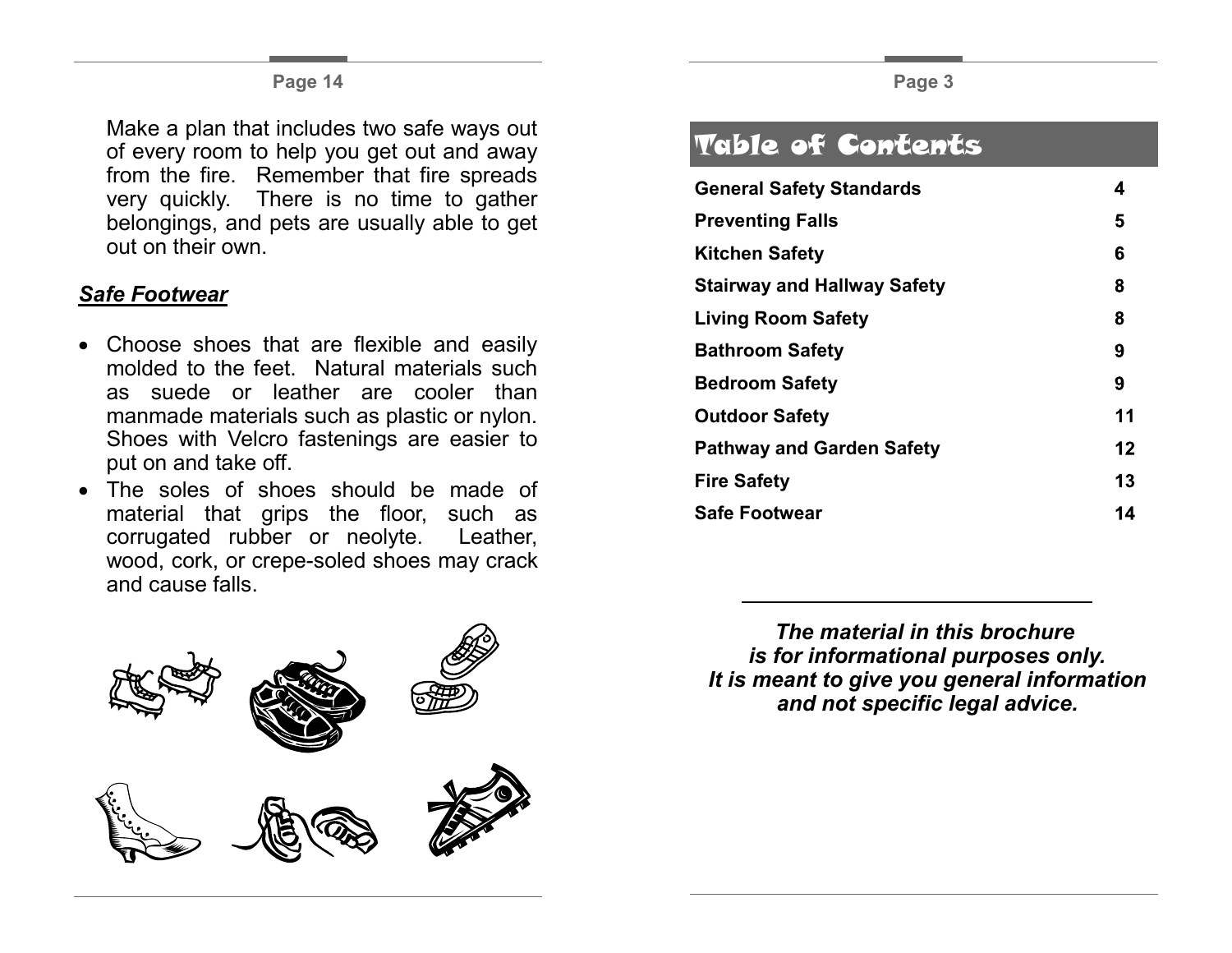Make a plan that includes two safe ways out of every room to help you get out and away from the fire. Remember that fire spreads very quickly. There is no time to gather belongings, and pets are usually able to get out on their own.

### ***Safe Footwear***

- Choose shoes that are flexible and easily molded to the feet. Natural materials such as suede or leather are cooler than manmade materials such as plastic or nylon. Shoes with Velcro fastenings are easier to put on and take off.
- The soles of shoes should be made of material that grips the floor, such as corrugated rubber or neolyte. Leather, wood, cork, or crepe-soled shoes may crack and cause falls.

## Table of Contents

| | |
|---|---|
| **General Safety Standards** | **4** |
| **Preventing Falls** | **5** |
| **Kitchen Safety** | **6** |
| **Stairway and Hallway Safety** | **8** |
| **Living Room Safety** | **8** |
| **Bathroom Safety** | **9** |
| **Bedroom Safety** | **9** |
| **Outdoor Safety** | **11** |
| **Pathway and Garden Safety** | **12** |
| **Fire Safety** | **13** |
| **Safe Footwear** | **14** |

***The material in this brochure is for informational purposes only. It is meant to give you general information and not specific legal advice.***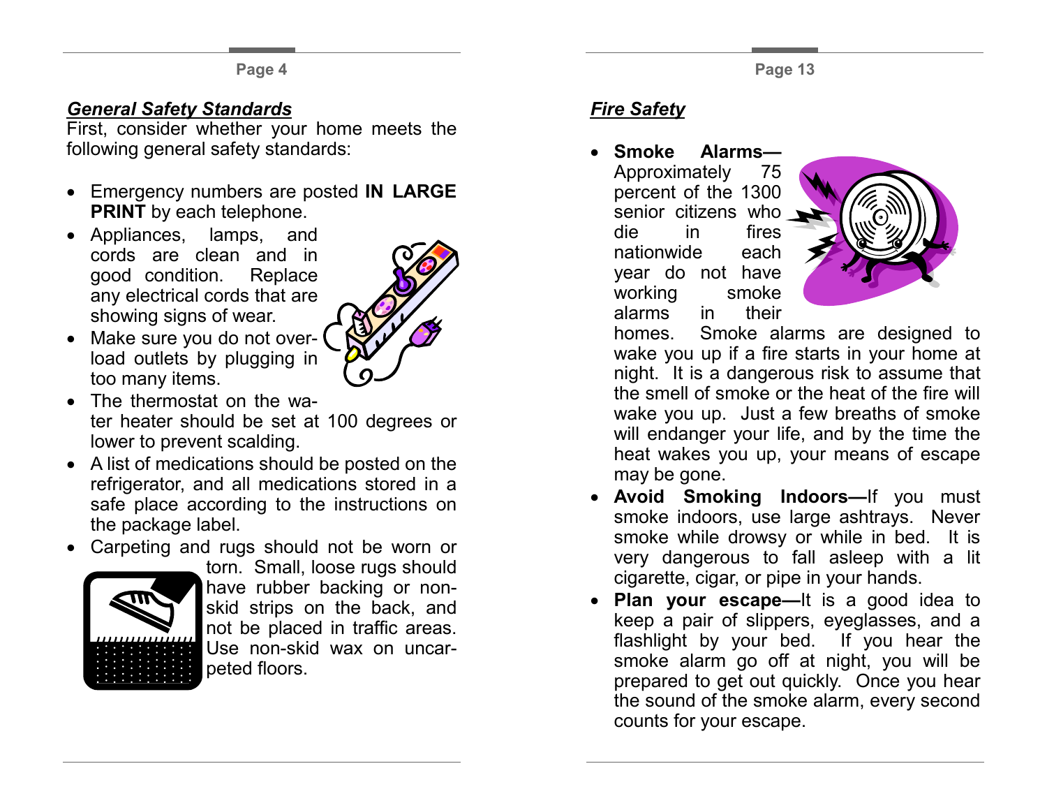## *General Safety Standards*

First, consider whether your home meets the following general safety standards:

- Emergency numbers are posted **IN LARGE PRINT** by each telephone.
- Appliances, lamps, and cords are clean and in good condition. Replace any electrical cords that are showing signs of wear.
- Make sure you do not overload outlets by plugging in too many items.
- The thermostat on the water heater should be set at 100 degrees or lower to prevent scalding.
- A list of medications should be posted on the refrigerator, and all medications stored in a safe place according to the instructions on the package label.
- Carpeting and rugs should not be worn or torn. Small, loose rugs should have rubber backing or non-skid strips on the back, and not be placed in traffic areas. Use non-skid wax on uncarpeted floors.

## *Fire Safety*

- **Smoke Alarms—** Approximately 75 percent of the 1300 senior citizens who die in fires nationwide each year do not have working smoke alarms in their homes. Smoke alarms are designed to wake you up if a fire starts in your home at night. It is a dangerous risk to assume that the smell of smoke or the heat of the fire will wake you up. Just a few breaths of smoke will endanger your life, and by the time the heat wakes you up, your means of escape may be gone.
- **Avoid Smoking Indoors—**If you must smoke indoors, use large ashtrays. Never smoke while drowsy or while in bed. It is very dangerous to fall asleep with a lit cigarette, cigar, or pipe in your hands.
- **Plan your escape—**It is a good idea to keep a pair of slippers, eyeglasses, and a flashlight by your bed. If you hear the smoke alarm go off at night, you will be prepared to get out quickly. Once you hear the sound of the smoke alarm, every second counts for your escape.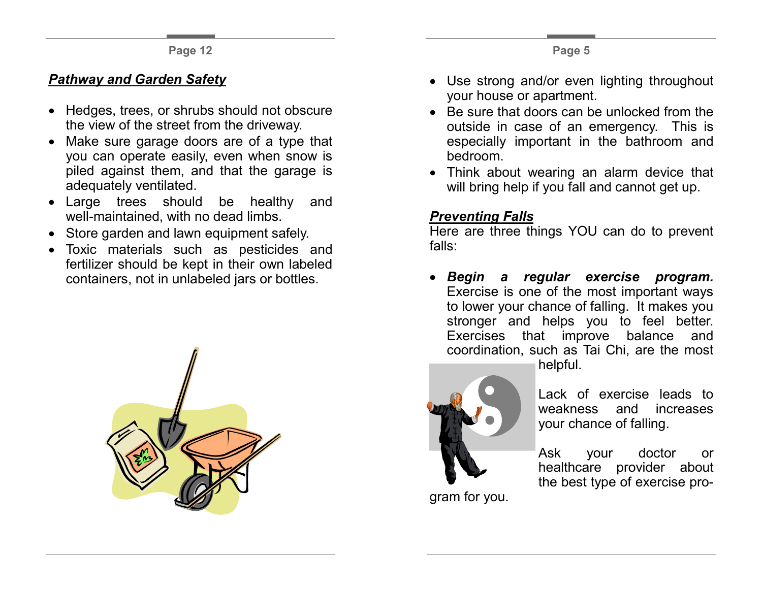## *Pathway and Garden Safety*

- Hedges, trees, or shrubs should not obscure the view of the street from the driveway.
- Make sure garage doors are of a type that you can operate easily, even when snow is piled against them, and that the garage is adequately ventilated.
- Large trees should be healthy and well-maintained, with no dead limbs.
- Store garden and lawn equipment safely.
- Toxic materials such as pesticides and fertilizer should be kept in their own labeled containers, not in unlabeled jars or bottles.

- Use strong and/or even lighting throughout your house or apartment.
- Be sure that doors can be unlocked from the outside in case of an emergency. This is especially important in the bathroom and bedroom.
- Think about wearing an alarm device that will bring help if you fall and cannot get up.

## *Preventing Falls*

Here are three things YOU can do to prevent falls:

- ***Begin a regular exercise program.*** Exercise is one of the most important ways to lower your chance of falling. It makes you stronger and helps you to feel better. Exercises that improve balance and coordination, such as Tai Chi, are the most helpful.

  Lack of exercise leads to weakness and increases your chance of falling.

  Ask your doctor or healthcare provider about the best type of exercise program for you.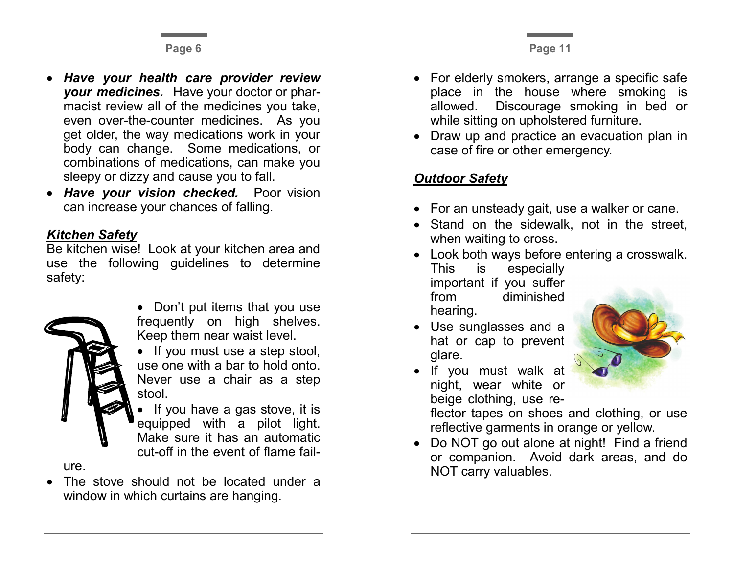- ***Have your health care provider review your medicines.*** Have your doctor or pharmacist review all of the medicines you take, even over-the-counter medicines. As you get older, the way medications work in your body can change. Some medications, or combinations of medications, can make you sleepy or dizzy and cause you to fall.
- ***Have your vision checked.*** Poor vision can increase your chances of falling.

***Kitchen Safety***

Be kitchen wise! Look at your kitchen area and use the following guidelines to determine safety:

- Don't put items that you use frequently on high shelves. Keep them near waist level.
- If you must use a step stool, use one with a bar to hold onto. Never use a chair as a step stool.
- If you have a gas stove, it is equipped with a pilot light. Make sure it has an automatic cut-off in the event of flame failure.
- The stove should not be located under a window in which curtains are hanging.
- For elderly smokers, arrange a specific safe place in the house where smoking is allowed. Discourage smoking in bed or while sitting on upholstered furniture.
- Draw up and practice an evacuation plan in case of fire or other emergency.

***Outdoor Safety***

- For an unsteady gait, use a walker or cane.
- Stand on the sidewalk, not in the street, when waiting to cross.
- Look both ways before entering a crosswalk. This is especially important if you suffer from diminished hearing.
- Use sunglasses and a hat or cap to prevent glare.
- If you must walk at night, wear white or beige clothing, use reflector tapes on shoes and clothing, or use reflective garments in orange or yellow.
- Do NOT go out alone at night! Find a friend or companion. Avoid dark areas, and do NOT carry valuables.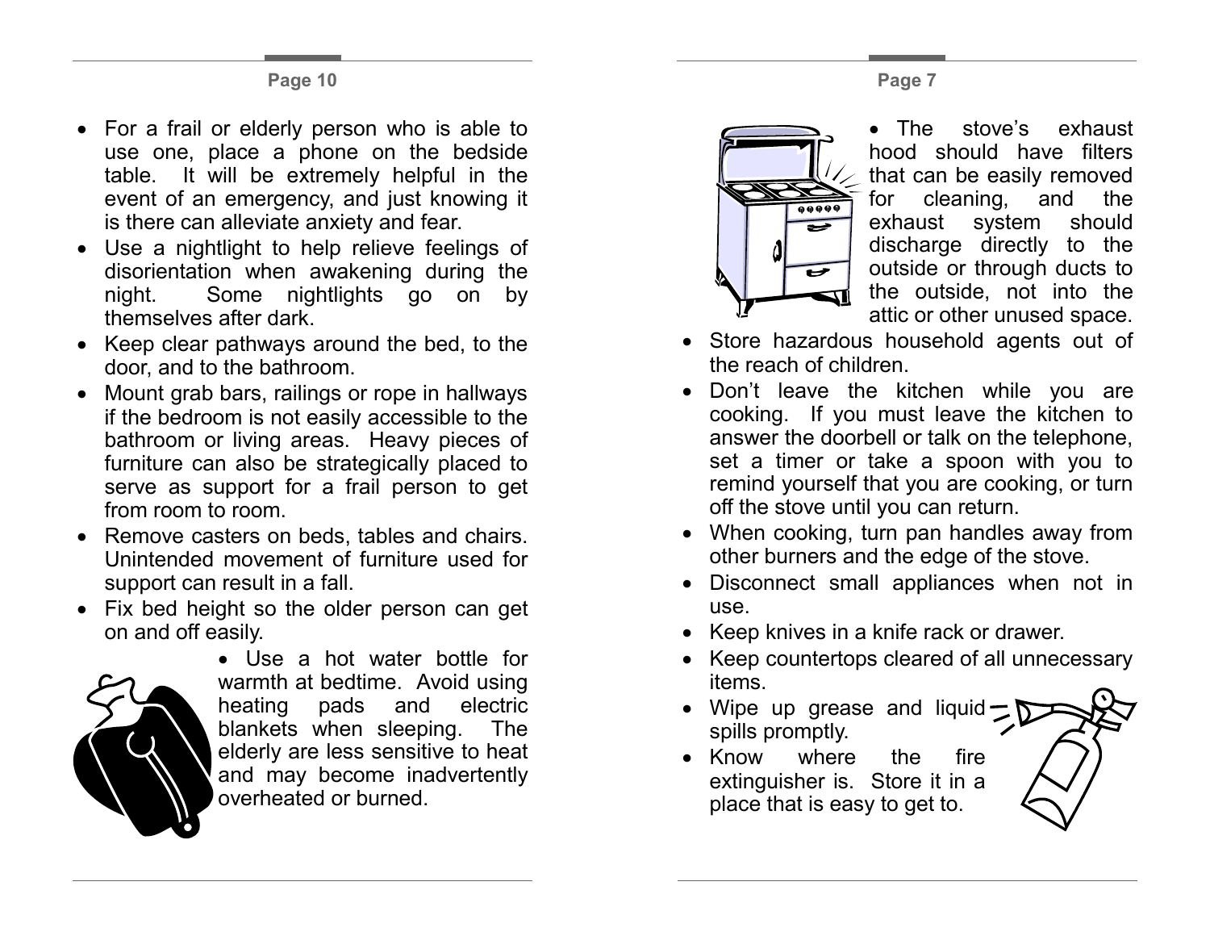- For a frail or elderly person who is able to use one, place a phone on the bedside table. It will be extremely helpful in the event of an emergency, and just knowing it is there can alleviate anxiety and fear.
- Use a nightlight to help relieve feelings of disorientation when awakening during the night. Some nightlights go on by themselves after dark.
- Keep clear pathways around the bed, to the door, and to the bathroom.
- Mount grab bars, railings or rope in hallways if the bedroom is not easily accessible to the bathroom or living areas. Heavy pieces of furniture can also be strategically placed to serve as support for a frail person to get from room to room.
- Remove casters on beds, tables and chairs. Unintended movement of furniture used for support can result in a fall.
- Fix bed height so the older person can get on and off easily.
- Use a hot water bottle for warmth at bedtime. Avoid using heating pads and electric blankets when sleeping. The elderly are less sensitive to heat and may become inadvertently overheated or burned.

- The stove's exhaust hood should have filters that can be easily removed for cleaning, and the exhaust system should discharge directly to the outside or through ducts to the outside, not into the attic or other unused space.
- Store hazardous household agents out of the reach of children.
- Don't leave the kitchen while you are cooking. If you must leave the kitchen to answer the doorbell or talk on the telephone, set a timer or take a spoon with you to remind yourself that you are cooking, or turn off the stove until you can return.
- When cooking, turn pan handles away from other burners and the edge of the stove.
- Disconnect small appliances when not in use.
- Keep knives in a knife rack or drawer.
- Keep countertops cleared of all unnecessary items.
- Wipe up grease and liquid spills promptly.
- Know where the fire extinguisher is. Store it in a place that is easy to get to.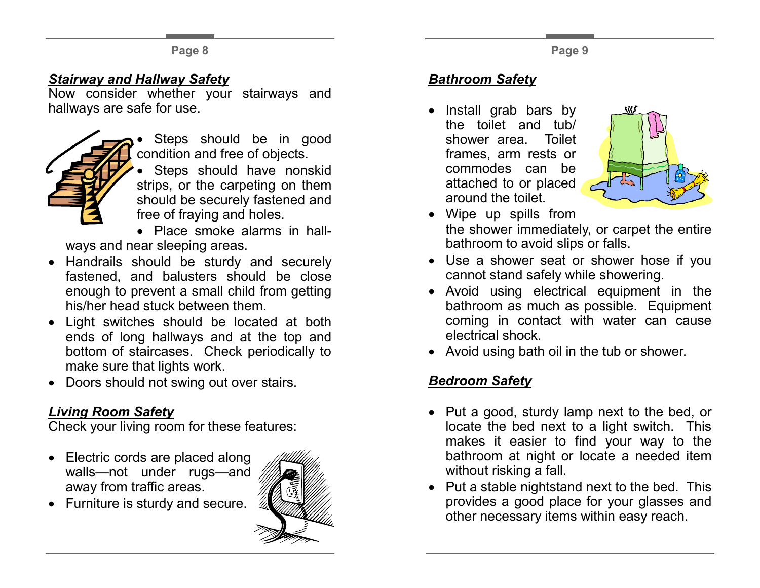## ***Stairway and Hallway Safety***

Now consider whether your stairways and hallways are safe for use.

- Steps should be in good condition and free of objects.
- Steps should have nonskid strips, or the carpeting on them should be securely fastened and free of fraying and holes.
- Place smoke alarms in hallways and near sleeping areas.
- Handrails should be sturdy and securely fastened, and balusters should be close enough to prevent a small child from getting his/her head stuck between them.
- Light switches should be located at both ends of long hallways and at the top and bottom of staircases. Check periodically to make sure that lights work.
- Doors should not swing out over stairs.

## ***Living Room Safety***

Check your living room for these features:

- Electric cords are placed along walls—not under rugs—and away from traffic areas.
- Furniture is sturdy and secure.

## ***Bathroom Safety***

- Install grab bars by the toilet and tub/shower area. Toilet frames, arm rests or commodes can be attached to or placed around the toilet.
- Wipe up spills from the shower immediately, or carpet the entire bathroom to avoid slips or falls.
- Use a shower seat or shower hose if you cannot stand safely while showering.
- Avoid using electrical equipment in the bathroom as much as possible. Equipment coming in contact with water can cause electrical shock.
- Avoid using bath oil in the tub or shower.

## ***Bedroom Safety***

- Put a good, sturdy lamp next to the bed, or locate the bed next to a light switch. This makes it easier to find your way to the bathroom at night or locate a needed item without risking a fall.
- Put a stable nightstand next to the bed. This provides a good place for your glasses and other necessary items within easy reach.